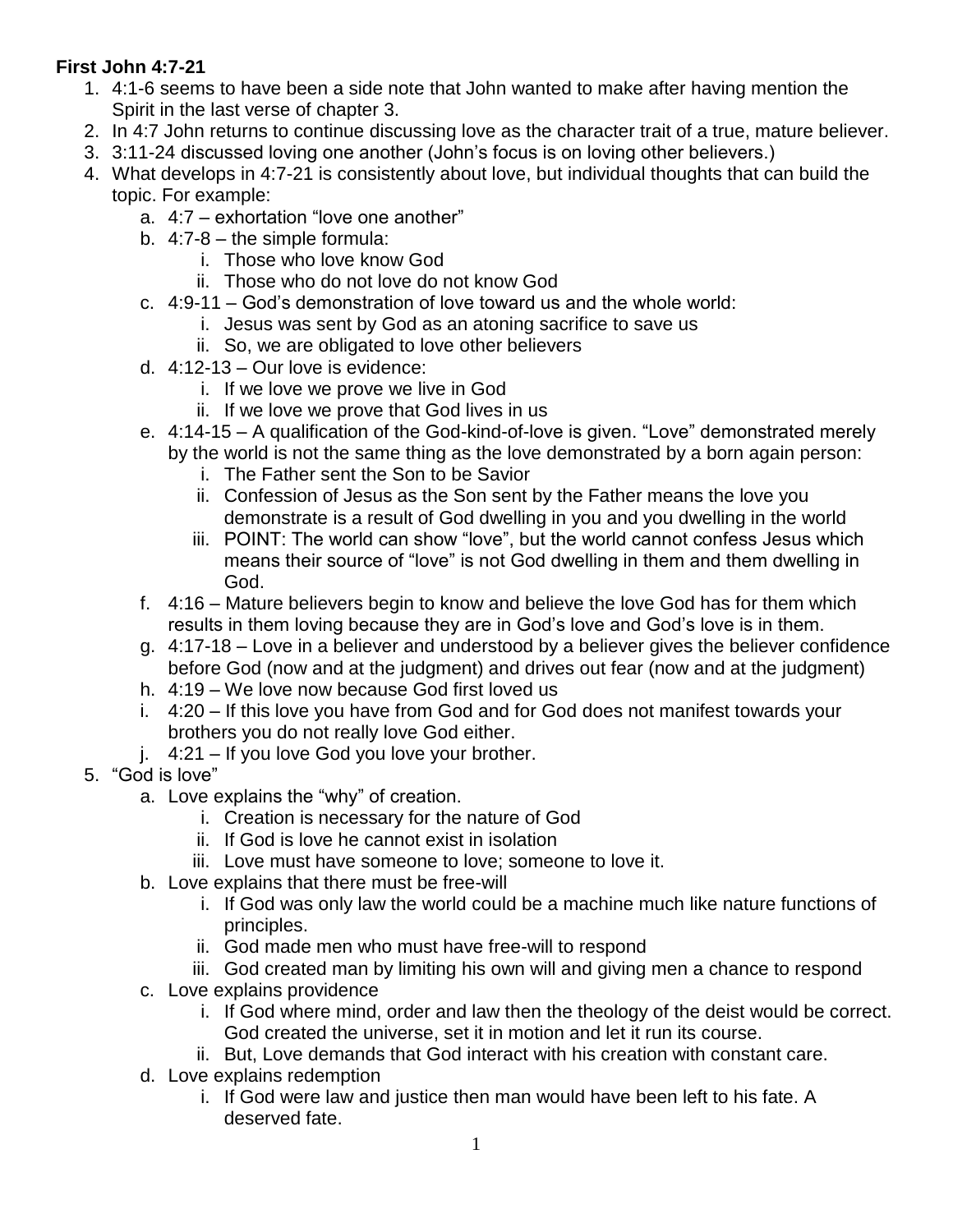**First John 4:7-21**

1. 4:1-6 seems to have been a side note that John wanted to make after having mention the Spirit in the last verse of chapter 3.
2. In 4:7 John returns to continue discussing love as the character trait of a true, mature believer.
3. 3:11-24 discussed loving one another (John's focus is on loving other believers.)
4. What develops in 4:7-21 is consistently about love, but individual thoughts that can build the topic. For example:
    a. 4:7 – exhortation "love one another"
    b. 4:7-8 – the simple formula:
        i. Those who love know God
        ii. Those who do not love do not know God
    c. 4:9-11 – God's demonstration of love toward us and the whole world:
        i. Jesus was sent by God as an atoning sacrifice to save us
        ii. So, we are obligated to love other believers
    d. 4:12-13 – Our love is evidence:
        i. If we love we prove we live in God
        ii. If we love we prove that God lives in us
    e. 4:14-15 – A qualification of the God-kind-of-love is given. "Love" demonstrated merely by the world is not the same thing as the love demonstrated by a born again person:
        i. The Father sent the Son to be Savior
        ii. Confession of Jesus as the Son sent by the Father means the love you demonstrate is a result of God dwelling in you and you dwelling in the world
        iii. POINT: The world can show "love", but the world cannot confess Jesus which means their source of "love" is not God dwelling in them and them dwelling in God.
    f. 4:16 – Mature believers begin to know and believe the love God has for them which results in them loving because they are in God's love and God's love is in them.
    g. 4:17-18 – Love in a believer and understood by a believer gives the believer confidence before God (now and at the judgment) and drives out fear (now and at the judgment)
    h. 4:19 – We love now because God first loved us
    i. 4:20 – If this love you have from God and for God does not manifest towards your brothers you do not really love God either.
    j. 4:21 – If you love God you love your brother.
5. "God is love"
    a. Love explains the "why" of creation.
        i. Creation is necessary for the nature of God
        ii. If God is love he cannot exist in isolation
        iii. Love must have someone to love; someone to love it.
    b. Love explains that there must be free-will
        i. If God was only law the world could be a machine much like nature functions of principles.
        ii. God made men who must have free-will to respond
        iii. God created man by limiting his own will and giving men a chance to respond
    c. Love explains providence
        i. If God where mind, order and law then the theology of the deist would be correct. God created the universe, set it in motion and let it run its course.
        ii. But, Love demands that God interact with his creation with constant care.
    d. Love explains redemption
        i. If God were law and justice then man would have been left to his fate. A deserved fate.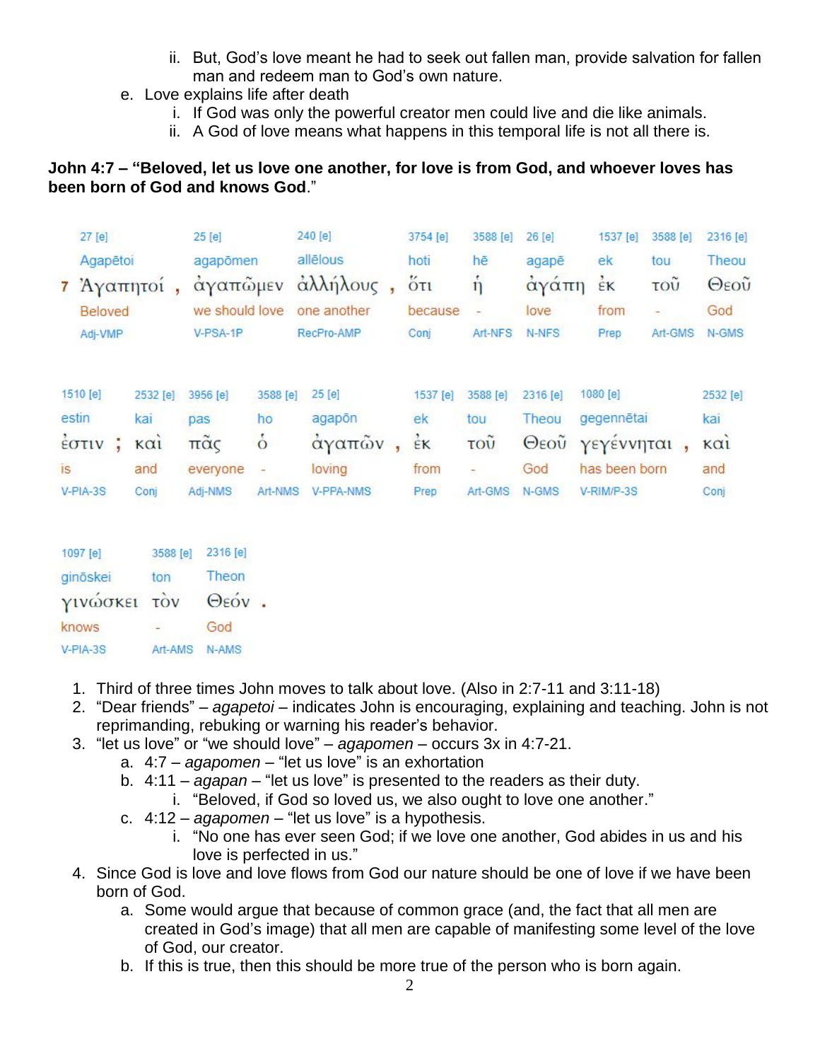ii. But, God's love meant he had to seek out fallen man, provide salvation for fallen man and redeem man to God's own nature.

e. Love explains life after death
   i. If God was only the powerful creator men could live and die like animals.
   ii. A God of love means what happens in this temporal life is not all there is.

**John 4:7 – "Beloved, let us love one another, for love is from God, and whoever loves has been born of God and knows God.**"

| 27 [e] | 25 [e] | 240 [e] | 3754 [e] | 3588 [e] | 26 [e] | 1537 [e] | 3588 [e] | 2316 [e] |
|---|---|---|---|---|---|---|---|---|
| Agapētoi | agapōmen | allēlous | hoti | hē | agapē | ek | tou | Theou |
| 7 Ἀγαπητοί , | ἀγαπῶμεν | ἀλλήλους , | ὅτι | ἡ | ἀγάπη | ἐκ | τοῦ | Θεοῦ |
| Beloved | we should love | one another | because | - | love | from | - | God |
| Adj-VMP | V-PSA-1P | RecPro-AMP | Conj | Art-NFS | N-NFS | Prep | Art-GMS | N-GMS |

| 1510 [e] | 2532 [e] | 3956 [e] | 3588 [e] | 25 [e] | 1537 [e] | 3588 [e] | 2316 [e] | 1080 [e] | 2532 [e] |
|---|---|---|---|---|---|---|---|---|---|
| estin | kai | pas | ho | agapōn | ek | tou | Theou | gegennētai | kai |
| ἐστιν ; | καὶ | πᾶς | ὁ | ἀγαπῶν , | ἐκ | τοῦ | Θεοῦ | γεγέννηται , | καὶ |
| is | and | everyone | - | loving | from | - | God | has been born | and |
| V-PIA-3S | Conj | Adj-NMS | Art-NMS | V-PPA-NMS | Prep | Art-GMS | N-GMS | V-RIM/P-3S | Conj |

| 1097 [e] | 3588 [e] | 2316 [e] |
|---|---|---|
| ginōskei | ton | Theon |
| γινώσκει | τὸν | Θεόν . |
| knows | - | God |
| V-PIA-3S | Art-AMS | N-AMS |

1. Third of three times John moves to talk about love. (Also in 2:7-11 and 3:11-18)
2. "Dear friends" – *agapetoi* – indicates John is encouraging, explaining and teaching. John is not reprimanding, rebuking or warning his reader's behavior.
3. "let us love" or "we should love" – *agapomen* – occurs 3x in 4:7-21.
   a. 4:7 – *agapomen* – "let us love" is an exhortation
   b. 4:11 – *agapan* – "let us love" is presented to the readers as their duty.
      i. "Beloved, if God so loved us, we also ought to love one another."
   c. 4:12 – *agapomen* – "let us love" is a hypothesis.
      i. "No one has ever seen God; if we love one another, God abides in us and his love is perfected in us."
4. Since God is love and love flows from God our nature should be one of love if we have been born of God.
   a. Some would argue that because of common grace (and, the fact that all men are created in God's image) that all men are capable of manifesting some level of the love of God, our creator.
   b. If this is true, then this should be more true of the person who is born again.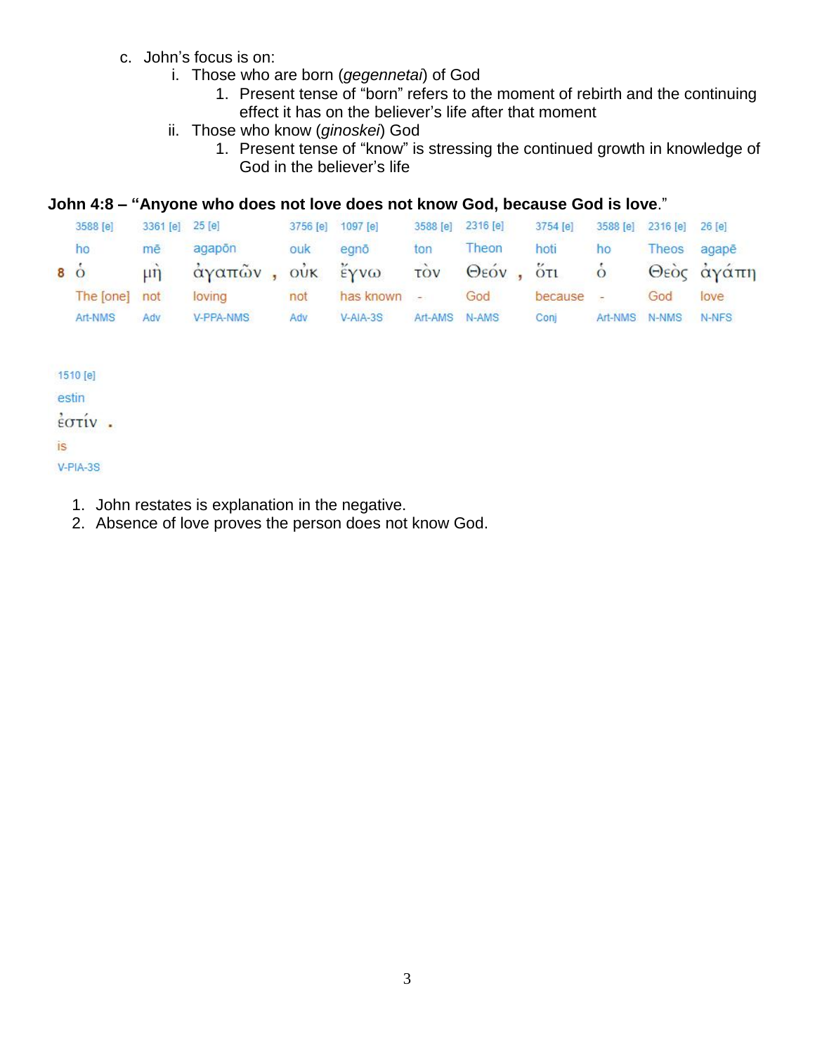c. John's focus is on:
   i. Those who are born (*gegennetai*) of God
      1. Present tense of "born" refers to the moment of rebirth and the continuing effect it has on the believer's life after that moment
   ii. Those who know (*ginoskei*) God
      1. Present tense of "know" is stressing the continued growth in knowledge of God in the believer's life

**John 4:8 – "Anyone who does not love does not know God, because God is love**."

| | 3588 [e] | 3361 [e] | 25 [e] | 3756 [e] | 1097 [e] | 3588 [e] | 2316 [e] | 3754 [e] | 3588 [e] | 2316 [e] | 26 [e] | 1510 [e] |
|---|---|---|---|---|---|---|---|---|---|---|---|---|
| | ho | mē | agapōn | ouk | egnō | ton | Theon | hoti | ho | Theos | agapē | estin |
| 8 | ὁ | μὴ | ἀγαπῶν , | οὐκ | ἔγνω | τὸν | Θεόν , | ὅτι | ὁ | Θεὸς | ἀγάπη | ἐστίν . |
| | The [one] | not | loving | not | has known | - | God | because | - | God | love | is |
| | Art-NMS | Adv | V-PPA-NMS | Adv | V-AIA-3S | Art-AMS | N-AMS | Conj | Art-NMS | N-NMS | N-NFS | V-PIA-3S |

1. John restates is explanation in the negative.
2. Absence of love proves the person does not know God.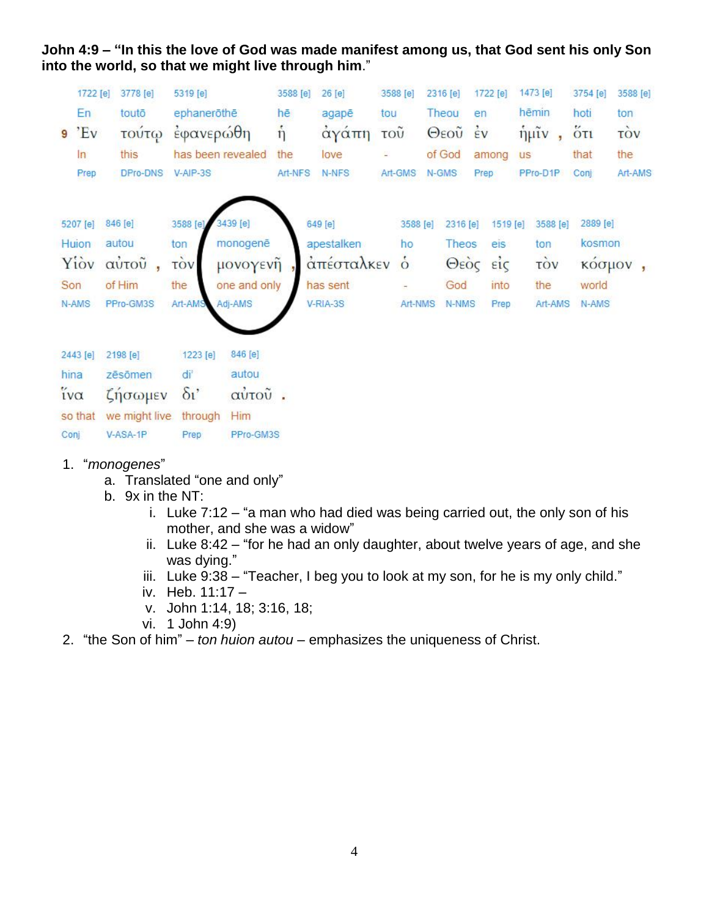**John 4:9 – "In this the love of God was made manifest among us, that God sent his only Son into the world, so that we might live through him."**

| | | | | | | | | | | | | |
|---|---|---|---|---|---|---|---|---|---|---|---|---|
| 1722 [e] | 3778 [e] | 5319 [e] | 3588 [e] | 26 [e] | 3588 [e] | 2316 [e] | 1722 [e] | 1473 [e] | 3754 [e] | 3588 [e] |
| En | toutō | ephanerōthē | hē | agapē | tou | Theou | en | hēmin | hoti | ton |
| 9 Ἐν | τούτῳ | ἐφανερώθη | ἡ | ἀγάπη | τοῦ | Θεοῦ | ἐν | ἡμῖν , | ὅτι | τὸν |
| In | this | has been revealed | the | love | - | of God | among | us | that | the |
| Prep | DPro-DNS | V-AIP-3S | Art-NFS | N-NFS | Art-GMS | N-GMS | Prep | PPro-D1P | Conj | Art-AMS |

| | | | | | | | | | | |
|---|---|---|---|---|---|---|---|---|---|---|
| 5207 [e] | 846 [e] | 3588 [e] | 3439 [e] | 649 [e] | 3588 [e] | 2316 [e] | 1519 [e] | 3588 [e] | 2889 [e] |
| Huion | autou | ton | monogenē | apestalken | ho | Theos | eis | ton | kosmon |
| Υἱὸν | αὐτοῦ , | τὸν | μονογενῆ , | ἀπέσταλκεν | ὁ | Θεὸς | εἰς | τὸν | κόσμον , |
| Son | of Him | the | one and only | has sent | - | God | into | the | world |
| N-AMS | PPro-GM3S | Art-AMS | Adj-AMS | V-RIA-3S | Art-NMS | N-NMS | Prep | Art-AMS | N-AMS |

| | | | |
|---|---|---|---|
| 2443 [e] | 2198 [e] | 1223 [e] | 846 [e] |
| hina | zēsōmen | di' | autou |
| ἵνα | ζήσωμεν | δι' | αὐτοῦ . |
| so that | we might live | through | Him |
| Conj | V-ASA-1P | Prep | PPro-GM3S |

1. "*monogenes*"
   a. Translated "one and only"
   b. 9x in the NT:
      i. Luke 7:12 – "a man who had died was being carried out, the only son of his mother, and she was a widow"
      ii. Luke 8:42 – "for he had an only daughter, about twelve years of age, and she was dying."
      iii. Luke 9:38 – "Teacher, I beg you to look at my son, for he is my only child."
      iv. Heb. 11:17 –
      v. John 1:14, 18; 3:16, 18;
      vi. 1 John 4:9)
2. "the Son of him" – *ton huion autou* – emphasizes the uniqueness of Christ.